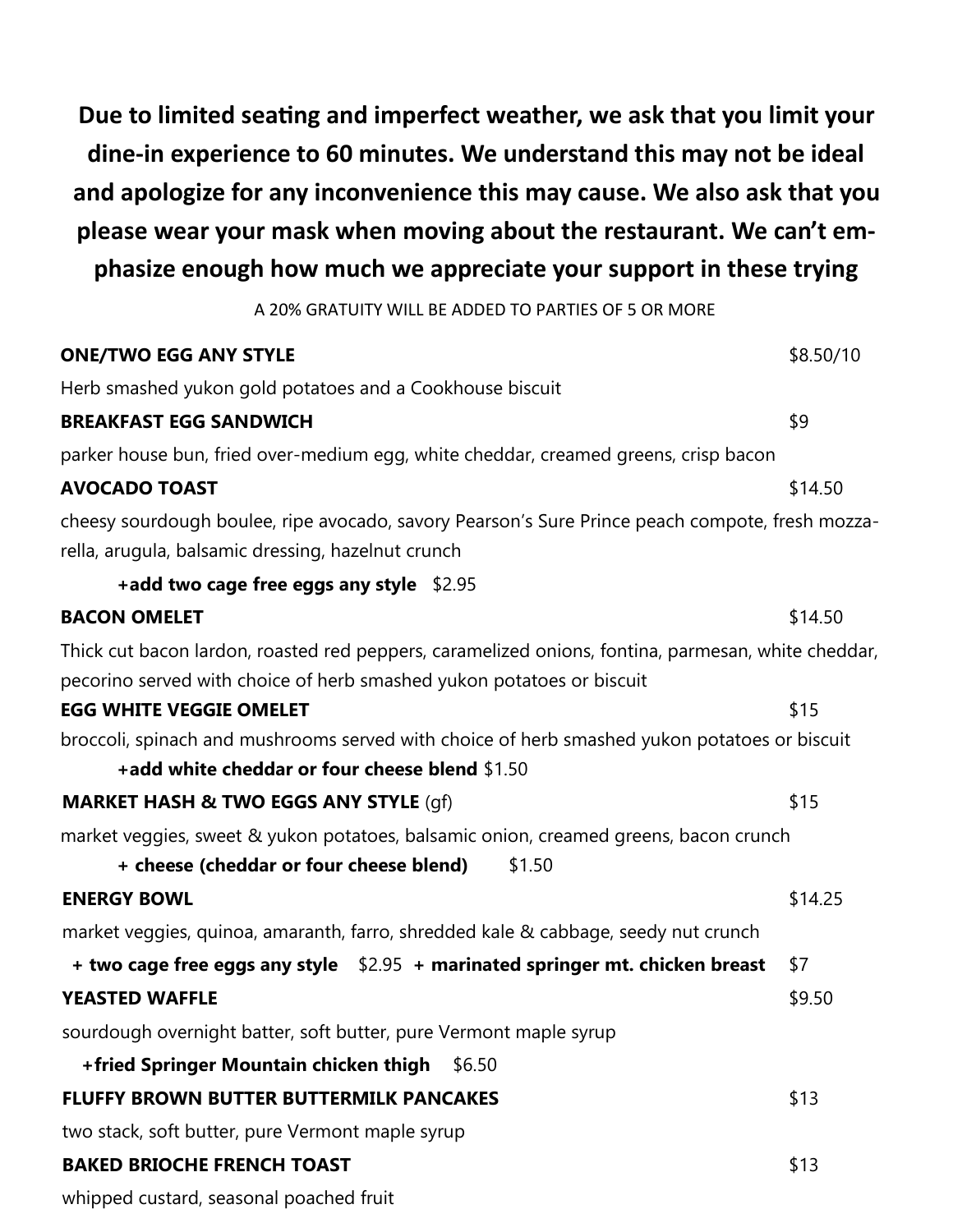**Due to limited seating and imperfect weather, we ask that you limit your dine-in experience to 60 minutes. We understand this may not be ideal and apologize for any inconvenience this may cause. We also ask that you please wear your mask when moving about the restaurant. We can't emphasize enough how much we appreciate your support in these trying**

A 20% GRATUITY WILL BE ADDED TO PARTIES OF 5 OR MORE

**ONE/TWO EGG ANY STYLE** $8.50/10

Herb smashed yukon gold potatoes and a Cookhouse biscuit

**BREAKFAST EGG SANDWICH** $9

parker house bun, fried over-medium egg, white cheddar, creamed greens, crisp bacon

**AVOCADO TOAST** $14.50

cheesy sourdough boulee, ripe avocado, savory Pearson's Sure Prince peach compote, fresh mozzarella, arugula, balsamic dressing, hazelnut crunch

**+add two cage free eggs any style** $2.95

**BACON OMELET** $14.50

Thick cut bacon lardon, roasted red peppers, caramelized onions, fontina, parmesan, white cheddar, pecorino served with choice of herb smashed yukon potatoes or biscuit

**EGG WHITE VEGGIE OMELET** $15

broccoli, spinach and mushrooms served with choice of herb smashed yukon potatoes or biscuit

**+add white cheddar or four cheese blend** $1.50

**MARKET HASH & TWO EGGS ANY STYLE** (gf) $15

market veggies, sweet & yukon potatoes, balsamic onion, creamed greens, bacon crunch

**+ cheese (cheddar or four cheese blend)** $1.50

**ENERGY BOWL** $14.25

market veggies, quinoa, amaranth, farro, shredded kale & cabbage, seedy nut crunch

**+ two cage free eggs any style** $2.95 **+ marinated springer mt. chicken breast** $7

**YEASTED WAFFLE** $9.50

sourdough overnight batter, soft butter, pure Vermont maple syrup

**+fried Springer Mountain chicken thigh** $6.50

**FLUFFY BROWN BUTTER BUTTERMILK PANCAKES** $13

two stack, soft butter, pure Vermont maple syrup

**BAKED BRIOCHE FRENCH TOAST** $13

whipped custard, seasonal poached fruit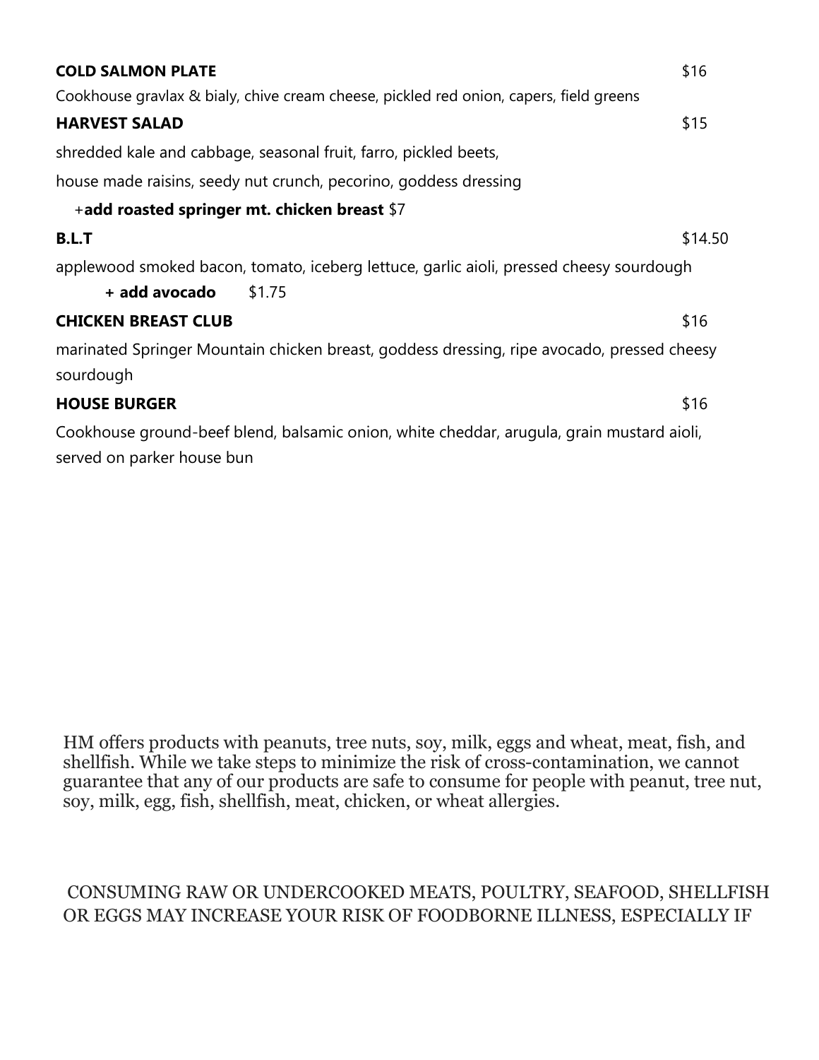**COLD SALMON PLATE** $16

Cookhouse gravlax & bialy, chive cream cheese, pickled red onion, capers, field greens

**HARVEST SALAD** $15

shredded kale and cabbage, seasonal fruit, farro, pickled beets,

house made raisins, seedy nut crunch, pecorino, goddess dressing

+**add roasted springer mt. chicken breast** $7

**B.L.T** $14.50

applewood smoked bacon, tomato, iceberg lettuce, garlic aioli, pressed cheesy sourdough

**+ add avocado** $1.75

**CHICKEN BREAST CLUB** $16

marinated Springer Mountain chicken breast, goddess dressing, ripe avocado, pressed cheesy sourdough

**HOUSE BURGER** $16

Cookhouse ground-beef blend, balsamic onion, white cheddar, arugula, grain mustard aioli, served on parker house bun

HM offers products with peanuts, tree nuts, soy, milk, eggs and wheat, meat, fish, and shellfish. While we take steps to minimize the risk of cross-contamination, we cannot guarantee that any of our products are safe to consume for people with peanut, tree nut, soy, milk, egg, fish, shellfish, meat, chicken, or wheat allergies.

CONSUMING RAW OR UNDERCOOKED MEATS, POULTRY, SEAFOOD, SHELLFISH OR EGGS MAY INCREASE YOUR RISK OF FOODBORNE ILLNESS, ESPECIALLY IF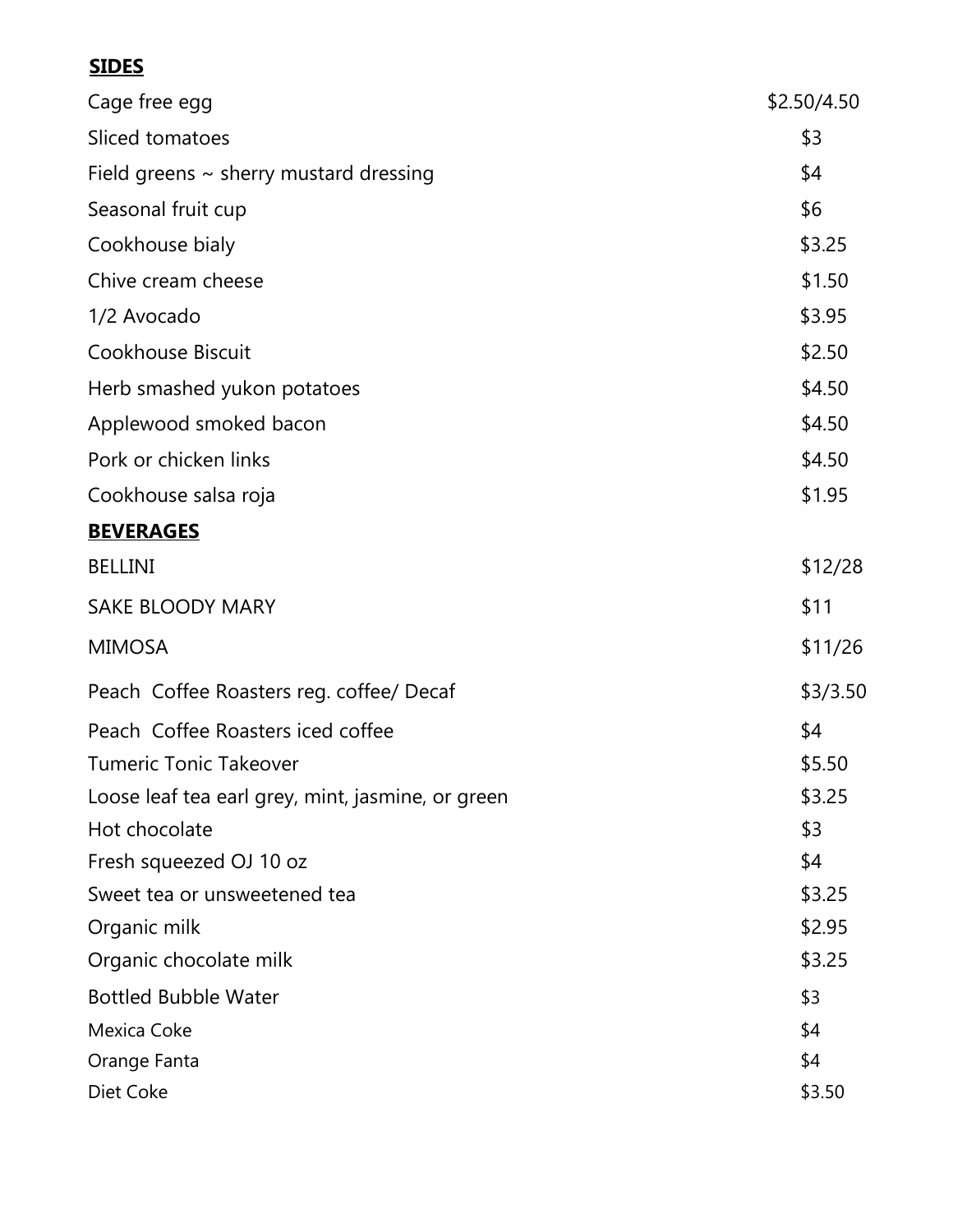## SIDES

| | |
|---|---|
| Cage free egg | $2.50/4.50 |
| Sliced tomatoes | $3 |
| Field greens ~ sherry mustard dressing | $4 |
| Seasonal fruit cup | $6 |
| Cookhouse bialy | $3.25 |
| Chive cream cheese | $1.50 |
| 1/2 Avocado | $3.95 |
| Cookhouse Biscuit | $2.50 |
| Herb smashed yukon potatoes | $4.50 |
| Applewood smoked bacon | $4.50 |
| Pork or chicken links | $4.50 |
| Cookhouse salsa roja | $1.95 |

## BEVERAGES

| | |
|---|---|
| BELLINI | $12/28 |
| SAKE BLOODY MARY | $11 |
| MIMOSA | $11/26 |
| Peach Coffee Roasters reg. coffee/ Decaf | $3/3.50 |
| Peach Coffee Roasters iced coffee | $4 |
| Tumeric Tonic Takeover | $5.50 |
| Loose leaf tea earl grey, mint, jasmine, or green | $3.25 |
| Hot chocolate | $3 |
| Fresh squeezed OJ 10 oz | $4 |
| Sweet tea or unsweetened tea | $3.25 |
| Organic milk | $2.95 |
| Organic chocolate milk | $3.25 |
| Bottled Bubble Water | $3 |
| Mexica Coke | $4 |
| Orange Fanta | $4 |
| Diet Coke | $3.50 |